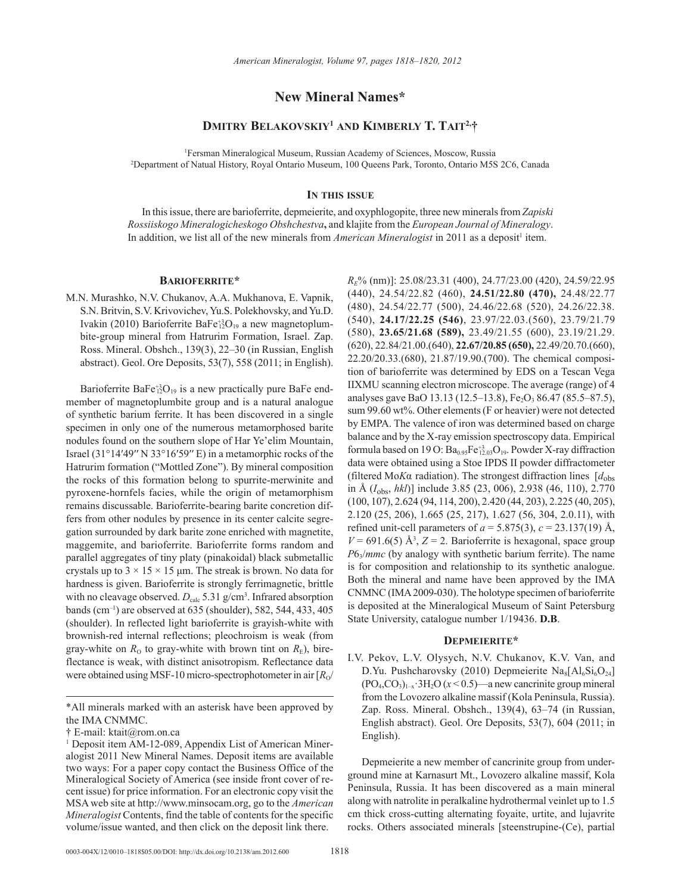# New Mineral Names*

## Dmitry Belakovskiy[1] and Kimberly T. Tait[2,†]

[1]Fersman Mineralogical Museum, Russian Academy of Sciences, Moscow, Russia
[2]Department of Natual History, Royal Ontario Museum, 100 Queens Park, Toronto, Ontario M5S 2C6, Canada

### In this issue

In this issue, there are barioferrite, depmeierite, and oxyphlogopite, three new minerals from *Zapiski Rossiiskogo Mineralogicheskogo Obshchestva*, and klajite from the *European Journal of Mineralogy*. In addition, we list all of the new minerals from *American Mineralogist* in 2011 as a deposit[1] item.

### Barioferrite*

M.N. Murashko, N.V. Chukanov, A.A. Mukhanova, E. Vapnik, S.N. Britvin, S.V. Krivovichev, Yu.S. Polekhovsky, and Yu.D. Ivakin (2010) Barioferrite $BaFe^{+3}_{12}O_{19}$ a new magnetoplumbite-group mineral from Hatrurim Formation, Israel. Zap. Ross. Mineral. Obshch., 139(3), 22–30 (in Russian, English abstract). Geol. Ore Deposits, 53(7), 558 (2011; in English).

Barioferrite $BaFe^{+3}_{12}O_{19}$ is a new practically pure BaFe end-member of magnetoplumbite group and is a natural analogue of synthetic barium ferrite. It has been discovered in a single specimen in only one of the numerous metamorphosed barite nodules found on the southern slope of Har Ye'elim Mountain, Israel (31°14′49″ N 33°16′59″ E) in a metamorphic rocks of the Hatrurim formation ("Mottled Zone"). By mineral composition the rocks of this formation belong to spurrite-merwinite and pyroxene-hornfels facies, while the origin of metamorphism remains discussable. Barioferrite-bearing barite concretion differs from other nodules by presence in its center calcite segregation surrounded by dark barite zone enriched with magnetite, maggemite, and barioferrite. Barioferrite forms random and parallel aggregates of tiny platy (pinakoidal) black submetallic crystals up to 3 × 15 × 15 μm. The streak is brown. No data for hardness is given. Barioferrite is strongly ferrimagnetic, brittle with no cleavage observed. $D_{calc}$ 5.31 g/cm$^3$. Infrared absorption bands (cm$^{-1}$) are observed at 635 (shoulder), 582, 544, 433, 405 (shoulder). In reflected light barioferrite is grayish-white with brownish-red internal reflections; pleochroism is weak (from gray-white on $R_O$ to gray-white with brown tint on $R_E$), bireflectance is weak, with distinct anisotropism. Reflectance data were obtained using MSF-10 micro-spectrophotometer in air [$R_O$/$R_E$% (nm)]: 25.08/23.31 (400), 24.77/23.00 (420), 24.59/22.95 (440), 24.54/22.82 (460), **24.51/22.80 (470),** 24.48/22.77 (480), 24.54/22.77 (500), 24.46/22.68 (520), 24.26/22.38. (540), **24.17/22.25 (546)**, 23.97/22.03.(560), 23.79/21.79 (580), **23.65/21.68 (589),** 23.49/21.55 (600), 23.19/21.29. (620), 22.84/21.00.(640), **22.67/20.85 (650),** 22.49/20.70.(660), 22.20/20.33.(680), 21.87/19.90.(700). The chemical composition of barioferrite was determined by EDS on a Tescan Vega IIXMU scanning electron microscope. The average (range) of 4 analyses gave BaO 13.13 (12.5–13.8), $Fe_2O_3$ 86.47 (85.5–87.5), sum 99.60 wt%. Other elements (F or heavier) were not detected by EMPA. The valence of iron was determined based on charge balance and by the X-ray emission spectroscopy data. Empirical formula based on 19 O: $Ba_{0.95}Fe^{+3}_{12.03}O_{19}$. Powder X-ray diffraction data were obtained using a Stoe IPDS II powder diffractometer (filtered Mo$K\alpha$ radiation). The strongest diffraction lines [$d_{obs}$ in Å ($I_{obs}$, *hkl*)] include 3.85 (23, 006), 2.938 (46, 110), 2.770 (100, 107), 2.624 (94, 114, 200), 2.420 (44, 203), 2.225 (40, 205), 2.120 (25, 206), 1.665 (25, 217), 1.627 (56, 304, 2.0.11), with refined unit-cell parameters of *a* = 5.875(3), *c* = 23.137(19) Å, *V* = 691.6(5) Å$^3$, *Z* = 2. Barioferrite is hexagonal, space group $P6_3/mmc$ (by analogy with synthetic barium ferrite). The name is for composition and relationship to its synthetic analogue. Both the mineral and name have been approved by the IMA CNMNC (IMA 2009-030). The holotype specimen of barioferrite is deposited at the Mineralogical Museum of Saint Petersburg State University, catalogue number 1/19436. **D.B**.

### Depmeierite*

I.V. Pekov, L.V. Olysych, N.V. Chukanov, K.V. Van, and D.Yu. Pushcharovsky (2010) Depmeierite $Na_8[Al_6Si_6O_{24}](PO_4,CO_3)_{1-x}\cdot 3H_2O$ ($x$ < 0.5)—a new cancrinite group mineral from the Lovozero alkaline massif (Kola Peninsula, Russia). Zap. Ross. Mineral. Obshch., 139(4), 63–74 (in Russian, English abstract). Geol. Ore Deposits, 53(7), 604 (2011; in English).

Depmeierite a new member of cancrinite group from underground mine at Karnasurt Mt., Lovozero alkaline massif, Kola Peninsula, Russia. It has been discovered as a main mineral along with natrolite in peralkaline hydrothermal veinlet up to 1.5 cm thick cross-cutting alternating foyaite, urtite, and lujavrite rocks. Others associated minerals [steenstrupine-(Ce), partial

*All minerals marked with an asterisk have been approved by the IMA CNMNC.

† E-mail: ktait@rom.on.ca

[1] Deposit item AM-12-089, Appendix List of American Mineralogist 2011 New Mineral Names. Deposit items are available two ways: For a paper copy contact the Business Office of the Mineralogical Society of America (see inside front cover of recent issue) for price information. For an electronic copy visit the MSA web site at http://www.minsocam.org, go to the *American Mineralogist* Contents, find the table of contents for the specific volume/issue wanted, and then click on the deposit link there.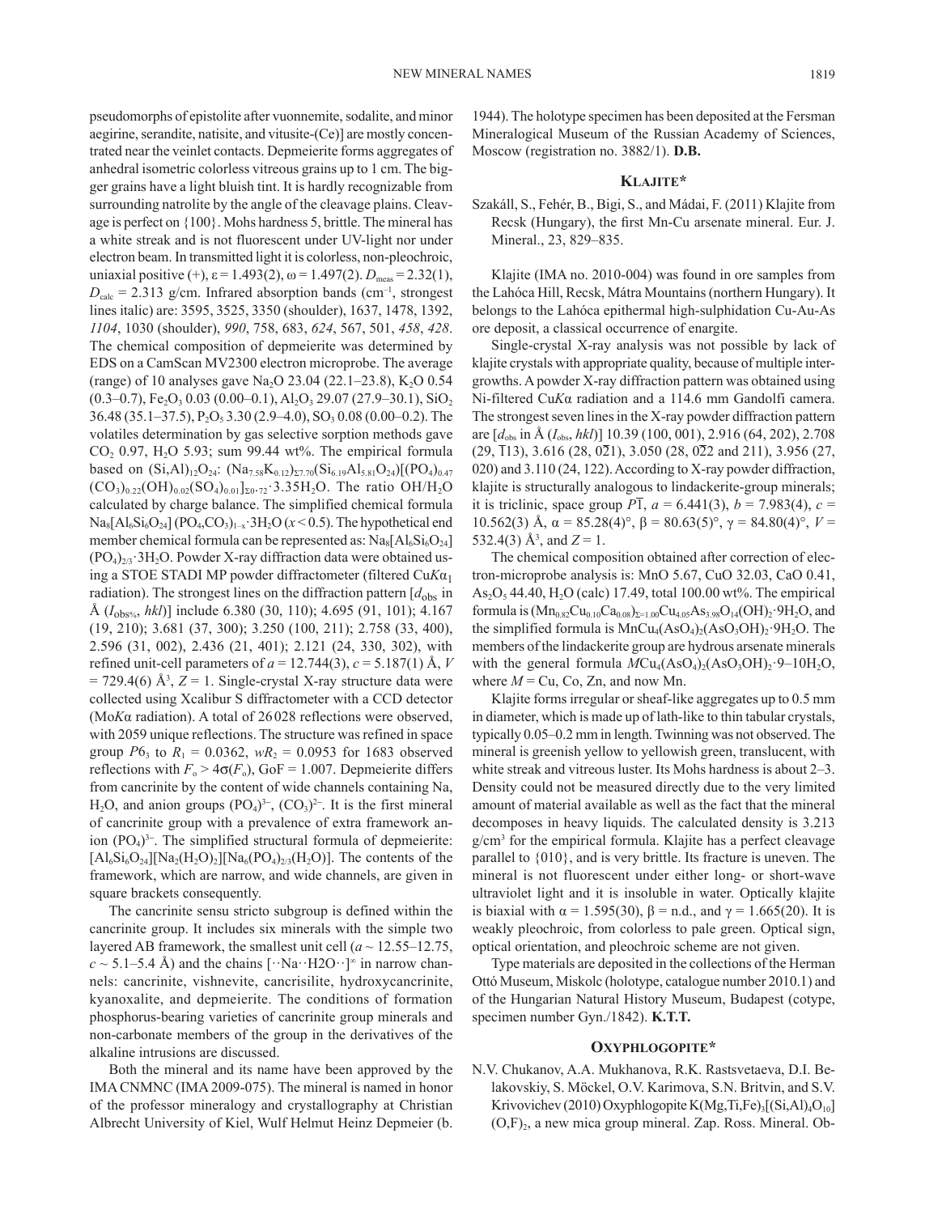pseudomorphs of epistolite after vuonnemite, sodalite, and minor aegirine, serandite, natisite, and vitusite-(Ce)] are mostly concentrated near the veinlet contacts. Depmeierite forms aggregates of anhedral isometric colorless vitreous grains up to 1 cm. The bigger grains have a light bluish tint. It is hardly recognizable from surrounding natrolite by the angle of the cleavage plains. Cleavage is perfect on {100}. Mohs hardness 5, brittle. The mineral has a white streak and is not fluorescent under UV-light nor under electron beam. In transmitted light it is colorless, non-pleochroic, uniaxial positive (+), ε = 1.493(2), ω = 1.497(2). $D_{meas}$ = 2.32(1), $D_{calc}$ = 2.313 g/cm. Infrared absorption bands ($cm^{-1}$, strongest lines italic) are: 3595, 3525, 3350 (shoulder), 1637, 1478, 1392, *1104*, 1030 (shoulder), *990*, 758, 683, *624*, 567, 501, *458*, *428*. The chemical composition of depmeierite was determined by EDS on a CamScan MV2300 electron microprobe. The average (range) of 10 analyses gave $Na_2O$ 23.04 (22.1–23.8), $K_2O$ 0.54 (0.3–0.7), $Fe_2O_3$ 0.03 (0.00–0.1), $Al_2O_3$ 29.07 (27.9–30.1), $SiO_2$ 36.48 (35.1–37.5), $P_2O_5$ 3.30 (2.9–4.0), $SO_3$ 0.08 (0.00–0.2). The volatiles determination by gas selective sorption methods gave $CO_2$ 0.97, $H_2O$ 5.93; sum 99.44 wt%. The empirical formula based on $(Si,Al)_{12}O_{24}$: $(Na_{7.58}K_{0.12})_{\Sigma 7.70}(Si_{6.19}Al_{5.81}O_{24})[(PO_4)_{0.47}(CO_3)_{0.22}(OH)_{0.02}(SO_4)_{0.01}]_{\Sigma 0.72}\cdot 3.35H_2O$. The ratio $OH/H_2O$ calculated by charge balance. The simplified chemical formula $Na_8[Al_6Si_6O_{24}](PO_4,CO_3)_{1-x}\cdot 3H_2O$ ($x$ < 0.5). The hypothetical end member chemical formula can be represented as: $Na_8[Al_6Si_6O_{24}](PO_4)_{2/3}\cdot 3H_2O$. Powder X-ray diffraction data were obtained using a STOE STADI MP powder diffractometer (filtered Cu$K\alpha_1$ radiation). The strongest lines on the diffraction pattern [$d_{obs}$ in Å ($I_{obs\%}$, $hkl$)] include 6.380 (30, 110); 4.695 (91, 101); 4.167 (19, 210); 3.681 (37, 300); 3.250 (100, 211); 2.758 (33, 400), 2.596 (31, 002), 2.436 (21, 401); 2.121 (24, 330, 302), with refined unit-cell parameters of $a$ = 12.744(3), $c$ = 5.187(1) Å, $V$ = 729.4(6) Å$^3$, $Z$ = 1. Single-crystal X-ray structure data were collected using Xcalibur S diffractometer with a CCD detector (Mo$K\alpha$ radiation). A total of 26 028 reflections were observed, with 2059 unique reflections. The structure was refined in space group $P6_3$ to $R_1$ = 0.0362, $wR_2$ = 0.0953 for 1683 observed reflections with $F_o > 4\sigma(F_o)$, GoF = 1.007. Depmeierite differs from cancrinite by the content of wide channels containing Na, $H_2O$, and anion groups $(PO_4)^{3-}$, $(CO_3)^{2-}$. It is the first mineral of cancrinite group with a prevalence of extra framework anion $(PO_4)^{3-}$. The simplified structural formula of depmeierite: $[Al_6Si_6O_{24}][Na_2(H_2O)_2][Na_6(PO_4)_{2/3}(H_2O)]$. The contents of the framework, which are narrow, and wide channels, are given in square brackets consequently.

The cancrinite sensu stricto subgroup is defined within the cancrinite group. It includes six minerals with the simple two layered AB framework, the smallest unit cell ($a$ ~ 12.55–12.75, $c$ ~ 5.1–5.4 Å) and the chains $[\cdot\cdot Na\cdot\cdot H2O\cdot\cdot]^\infty$ in narrow channels: cancrinite, vishnevite, cancrisilite, hydroxycancrinite, kyanoxalite, and depmeierite. The conditions of formation phosphorus-bearing varieties of cancrinite group minerals and non-carbonate members of the group in the derivatives of the alkaline intrusions are discussed.

Both the mineral and its name have been approved by the IMA CNMNC (IMA 2009-075). The mineral is named in honor of the professor mineralogy and crystallography at Christian Albrecht University of Kiel, Wulf Helmut Heinz Depmeier (b. 1944). The holotype specimen has been deposited at the Fersman Mineralogical Museum of the Russian Academy of Sciences, Moscow (registration no. 3882/1). **D.B.**

## KLAJITE*

Szakáll, S., Fehér, B., Bigi, S., and Mádai, F. (2011) Klajite from Recsk (Hungary), the first Mn-Cu arsenate mineral. Eur. J. Mineral., 23, 829–835.

Klajite (IMA no. 2010-004) was found in ore samples from the Lahóca Hill, Recsk, Mátra Mountains (northern Hungary). It belongs to the Lahóca epithermal high-sulphidation Cu-Au-As ore deposit, a classical occurrence of enargite.

Single-crystal X-ray analysis was not possible by lack of klajite crystals with appropriate quality, because of multiple intergrowths. A powder X-ray diffraction pattern was obtained using Ni-filtered Cu$K\alpha$ radiation and a 114.6 mm Gandolfi camera. The strongest seven lines in the X-ray powder diffraction pattern are [$d_{obs}$ in Å ($I_{obs}$, $hkl$)] 10.39 (100, 001), 2.916 (64, 202), 2.708 (29, $\bar{1}13$), 3.616 (28, $0\bar{2}1$), 3.050 (28, $0\bar{2}2$ and 211), 3.956 (27, 020) and 3.110 (24, 122). According to X-ray powder diffraction, klajite is structurally analogous to lindackerite-group minerals; it is triclinic, space group $P\bar{1}$, $a$ = 6.441(3), $b$ = 7.983(4), $c$ = 10.562(3) Å, α = 85.28(4)°, β = 80.63(5)°, γ = 84.80(4)°, $V$ = 532.4(3) Å$^3$, and $Z$ = 1.

The chemical composition obtained after correction of electron-microprobe analysis is: MnO 5.67, CuO 32.03, CaO 0.41, $As_2O_5$ 44.40, $H_2O$ (calc) 17.49, total 100.00 wt%. The empirical formula is $(Mn_{0.82}Cu_{0.10}Ca_{0.08})_{\Sigma=1.00}Cu_{4.05}As_{3.98}O_{14}(OH)_2\cdot 9H_2O$, and the simplified formula is $MnCu_4(AsO_4)_2(AsO_3OH)_2\cdot 9H_2O$. The members of the lindackerite group are hydrous arsenate minerals with the general formula $MCu_4(AsO_4)_2(AsO_3OH)_2\cdot 9$–$10H_2O$, where $M$ = Cu, Co, Zn, and now Mn.

Klajite forms irregular or sheaf-like aggregates up to 0.5 mm in diameter, which is made up of lath-like to thin tabular crystals, typically 0.05–0.2 mm in length. Twinning was not observed. The mineral is greenish yellow to yellowish green, translucent, with white streak and vitreous luster. Its Mohs hardness is about 2–3. Density could not be measured directly due to the very limited amount of material available as well as the fact that the mineral decomposes in heavy liquids. The calculated density is 3.213 g/cm$^3$ for the empirical formula. Klajite has a perfect cleavage parallel to {010}, and is very brittle. Its fracture is uneven. The mineral is not fluorescent under either long- or short-wave ultraviolet light and it is insoluble in water. Optically klajite is biaxial with α = 1.595(30), β = n.d., and γ = 1.665(20). It is weakly pleochroic, from colorless to pale green. Optical sign, optical orientation, and pleochroic scheme are not given.

Type materials are deposited in the collections of the Herman Ottó Museum, Miskolc (holotype, catalogue number 2010.1) and of the Hungarian Natural History Museum, Budapest (cotype, specimen number Gyn./1842). **K.T.T.**

## OXYPHLOGOPITE*

N.V. Chukanov, A.A. Mukhanova, R.K. Rastsvetaeva, D.I. Belakovskiy, S. Möckel, O.V. Karimova, S.N. Britvin, and S.V. Krivovichev (2010) Oxyphlogopite $K(Mg,Ti,Fe)_3[(Si,Al)_4O_{10}](O,F)_2$, a new mica group mineral. Zap. Ross. Mineral. Ob-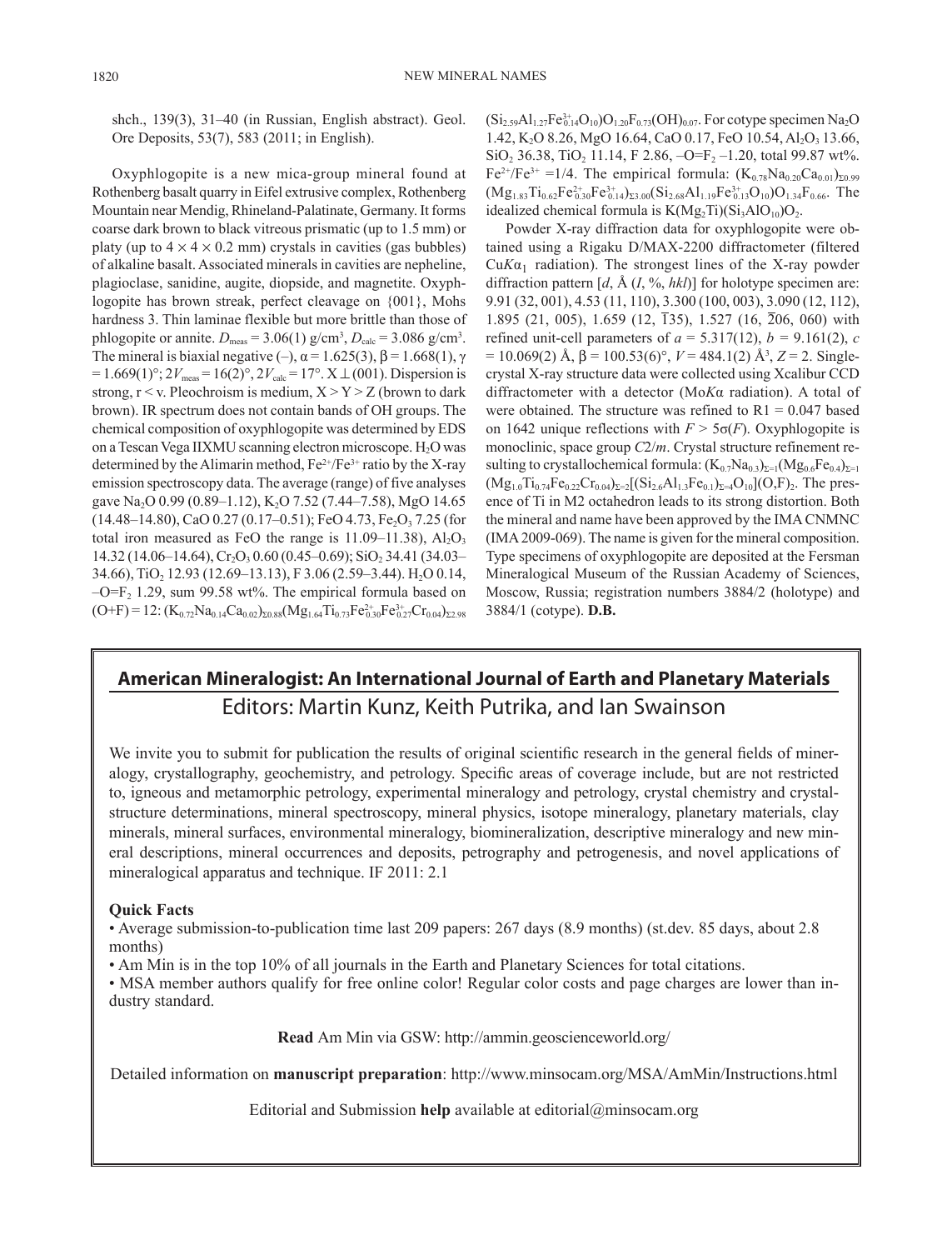shch., 139(3), 31–40 (in Russian, English abstract). Geol. Ore Deposits, 53(7), 583 (2011; in English).

Oxyphlogopite is a new mica-group mineral found at Rothenberg basalt quarry in Eifel extrusive complex, Rothenberg Mountain near Mendig, Rhineland-Palatinate, Germany. It forms coarse dark brown to black vitreous prismatic (up to 1.5 mm) or platy (up to 4 × 4 × 0.2 mm) crystals in cavities (gas bubbles) of alkaline basalt. Associated minerals in cavities are nepheline, plagioclase, sanidine, augite, diopside, and magnetite. Oxyphlogopite has brown streak, perfect cleavage on {001}, Mohs hardness 3. Thin laminae flexible but more brittle than those of phlogopite or annite. $D_{meas}$ = 3.06(1) g/cm$^3$, $D_{calc}$ = 3.086 g/cm$^3$. The mineral is biaxial negative (–), α = 1.625(3), β = 1.668(1), γ = 1.669(1)°; $2V_{meas}$ = 16(2)°, $2V_{calc}$ = 17°. X ⊥ (001). Dispersion is strong, r < v. Pleochroism is medium, X > Y > Z (brown to dark brown). IR spectrum does not contain bands of OH groups. The chemical composition of oxyphlogopite was determined by EDS on a Tescan Vega IIXMU scanning electron microscope. $H_2O$ was determined by the Alimarin method, $Fe^{2+}/Fe^{3+}$ ratio by the X-ray emission spectroscopy data. The average (range) of five analyses gave $Na_2O$ 0.99 (0.89–1.12), $K_2O$ 7.52 (7.44–7.58), MgO 14.65 (14.48–14.80), CaO 0.27 (0.17–0.51); FeO 4.73, $Fe_2O_3$ 7.25 (for total iron measured as FeO the range is 11.09–11.38), $Al_2O_3$ 14.32 (14.06–14.64), $Cr_2O_3$ 0.60 (0.45–0.69); $SiO_2$ 34.41 (34.03–34.66), $TiO_2$ 12.93 (12.69–13.13), F 3.06 (2.59–3.44). $H_2O$ 0.14, $–O{=}F_2$ 1.29, sum 99.58 wt%. The empirical formula based on (O+F) = 12: $(K_{0.72}Na_{0.14}Ca_{0.02})_{\Sigma 0.88}(Mg_{1.64}Ti_{0.73}Fe^{2+}_{0.30}Fe^{3+}_{0.27}Cr_{0.04})_{\Sigma 2.98}(Si_{2.59}Al_{1.27}Fe^{3+}_{0.14}O_{10})O_{1.20}F_{0.73}(OH)_{0.07}$. For cotype specimen $Na_2O$ 1.42, $K_2O$ 8.26, MgO 16.64, CaO 0.17, FeO 10.54, $Al_2O_3$ 13.66, $SiO_2$ 36.38, $TiO_2$ 11.14, F 2.86, $–O{=}F_2$ –1.20, total 99.87 wt%. $Fe^{2+}/Fe^{3+}$ =1/4. The empirical formula: $(K_{0.78}Na_{0.20}Ca_{0.01})_{\Sigma 0.99}(Mg_{1.83}Ti_{0.62}Fe^{2+}_{0.30}Fe^{3+}_{0.14})_{\Sigma 3.00}(Si_{2.68}Al_{1.19}Fe^{3+}_{0.13}O_{10})O_{1.34}F_{0.66}$. The idealized chemical formula is $K(Mg_2Ti)(Si_3AlO_{10})O_2$.

Powder X-ray diffraction data for oxyphlogopite were obtained using a Rigaku D/MAX-2200 diffractometer (filtered Cu$K\alpha_1$ radiation). The strongest lines of the X-ray powder diffraction pattern [*d*, Å (*I*, %, *hkl*)] for holotype specimen are: 9.91 (32, 001), 4.53 (11, 110), 3.300 (100, 003), 3.090 (12, 112), 1.895 (21, 005), 1.659 (12, $\bar{1}$35), 1.527 (16, $\bar{2}$06, 060) with refined unit-cell parameters of *a* = 5.317(12), *b* = 9.161(2), *c* = 10.069(2) Å, β = 100.53(6)°, *V* = 484.1(2) Å$^3$, *Z* = 2. Single-crystal X-ray structure data were collected using Xcalibur CCD diffractometer with a detector (Mo$K\alpha$ radiation). A total of were obtained. The structure was refined to R1 = 0.047 based on 1642 unique reflections with $F > 5\sigma(F)$. Oxyphlogopite is monoclinic, space group *C*2/*m*. Crystal structure refinement resulting to crystallochemical formula: $(K_{0.7}Na_{0.3})_{\Sigma=1}(Mg_{0.6}Fe_{0.4})_{\Sigma=1}(Mg_{1.0}Ti_{0.74}Fe_{0.22}Cr_{0.04})_{\Sigma=2}[(Si_{2.6}Al_{1.3}Fe_{0.1})_{\Sigma=4}O_{10}](O,F)_2$. The presence of Ti in M2 octahedron leads to its strong distortion. Both the mineral and name have been approved by the IMA CNMNC (IMA 2009-069). The name is given for the mineral composition. Type specimens of oxyphlogopite are deposited at the Fersman Mineralogical Museum of the Russian Academy of Sciences, Moscow, Russia; registration numbers 3884/2 (holotype) and 3884/1 (cotype). **D.B.**

## American Mineralogist: An International Journal of Earth and Planetary Materials

Editors: Martin Kunz, Keith Putrika, and Ian Swainson

We invite you to submit for publication the results of original scientific research in the general fields of mineralogy, crystallography, geochemistry, and petrology. Specific areas of coverage include, but are not restricted to, igneous and metamorphic petrology, experimental mineralogy and petrology, crystal chemistry and crystal-structure determinations, mineral spectroscopy, mineral physics, isotope mineralogy, planetary materials, clay minerals, mineral surfaces, environmental mineralogy, biomineralization, descriptive mineralogy and new mineral descriptions, mineral occurrences and deposits, petrography and petrogenesis, and novel applications of mineralogical apparatus and technique. IF 2011: 2.1

**Quick Facts**

- Average submission-to-publication time last 209 papers: 267 days (8.9 months) (st.dev. 85 days, about 2.8 months)
- Am Min is in the top 10% of all journals in the Earth and Planetary Sciences for total citations.
- MSA member authors qualify for free online color! Regular color costs and page charges are lower than industry standard.

**Read** Am Min via GSW: http://ammin.geoscienceworld.org/

Detailed information on **manuscript preparation**: http://www.minsocam.org/MSA/AmMin/Instructions.html

Editorial and Submission **help** available at editorial@minsocam.org